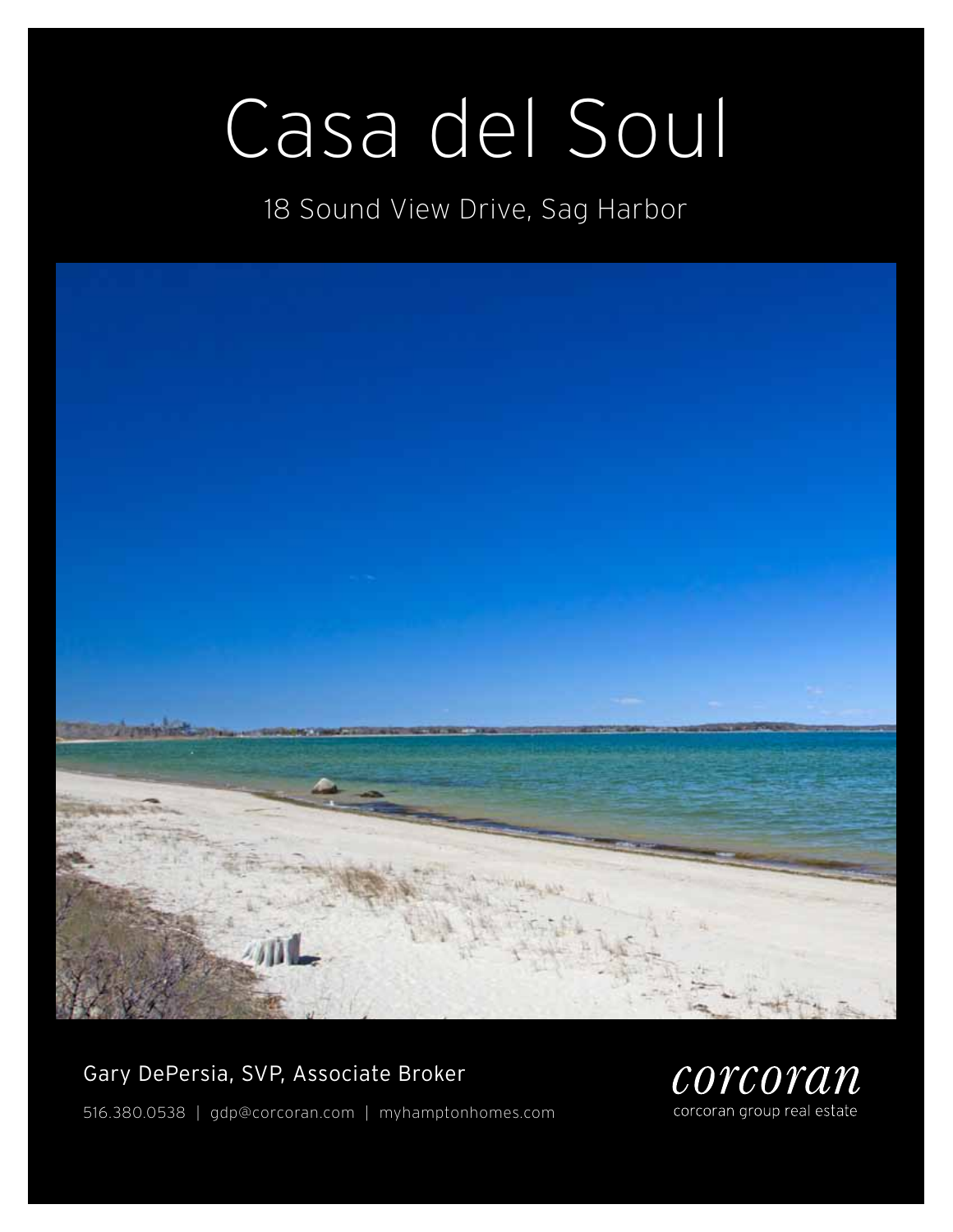# Casa del Soul

18 Sound View Drive, Sag Harbor

Gary DePersia, SVP, Associate Broker

516.380.0538 | gdp@corcoran.com | myhamptonhomes.com

corcoran

corcoran group real estate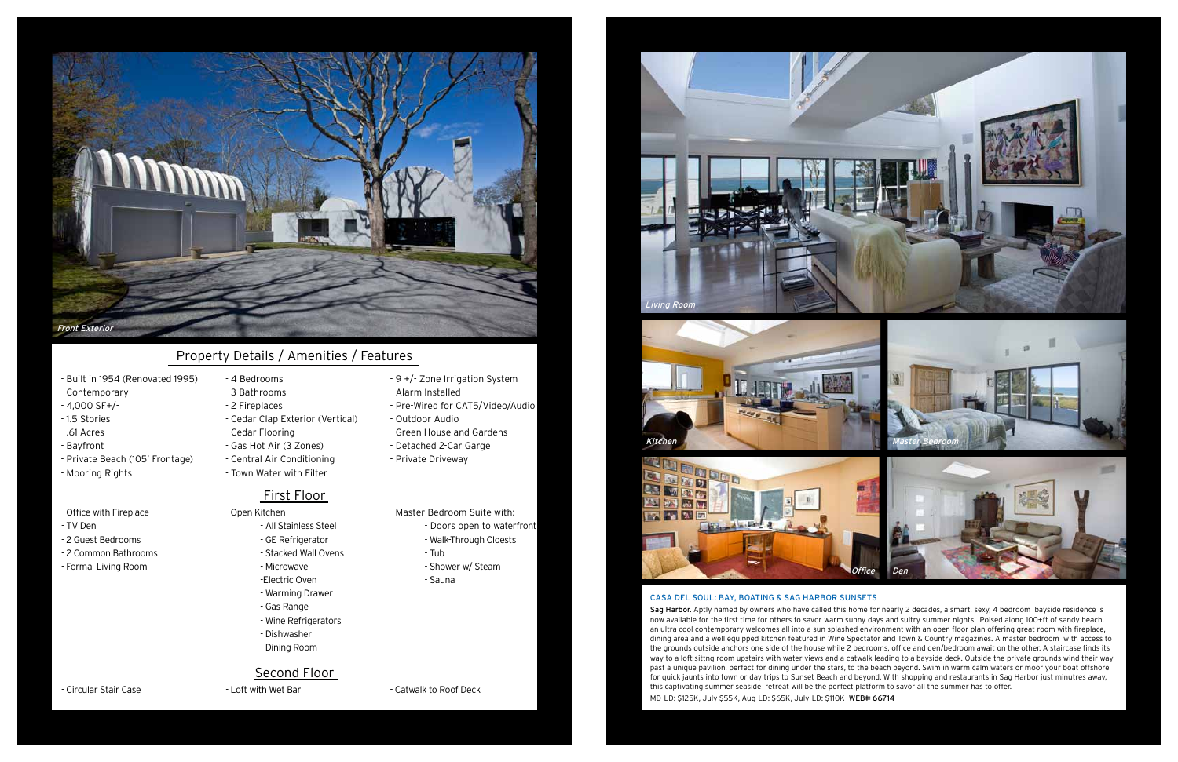*Front Exterior*

## Property Details / Amenities / Features

- Built in 1954 (Renovated 1995)
- Contemporary
- 4,000 SF+/-
- 1.5 Stories
- .61 Acres
- Bayfront
- Private Beach (105' Frontage)
- Mooring Rights

- 4 Bedrooms
- 3 Bathrooms
- 2 Fireplaces
- Cedar Clap Exterior (Vertical)
- Cedar Flooring
- Gas Hot Air (3 Zones)
- Central Air Conditioning
- Town Water with Filter

- 9 +/- Zone Irrigation System
- Alarm Installed
- Pre-Wired for CAT5/Video/Audio
- Outdoor Audio
- Green House and Gardens
- Detached 2-Car Garge
- Private Driveway

### First Floor

- Office with Fireplace
- TV Den
- 2 Guest Bedrooms
- 2 Common Bathrooms
- Formal Living Room

- Open Kitchen
  - All Stainless Steel
  - GE Refrigerator
  - Stacked Wall Ovens
  - Microwave
  - Electric Oven
  - Warming Drawer
  - Gas Range
  - Wine Refrigerators
  - Dishwasher
  - Dining Room

- Master Bedroom Suite with:
  - Doors open to waterfront
  - Walk-Through Cloests
  - Tub
  - Shower w/ Steam
  - Sauna

### Second Floor

- Circular Stair Case
- Loft with Wet Bar
- Catwalk to Roof Deck

*Living Room*

*Kitchen*

*Master Bedroom*

*Office*

*Den*

### CASA DEL SOUL: BAY, BOATING & SAG HARBOR SUNSETS

**Sag Harbor.** Aptly named by owners who have called this home for nearly 2 decades, a smart, sexy, 4 bedroom bayside residence is now available for the first time for others to savor warm sunny days and sultry summer nights. Poised along 100+ft of sandy beach, an ultra cool contemporary welcomes all into a sun splashed environment with an open floor plan offering great room with fireplace, dining area and a well equipped kitchen featured in Wine Spectator and Town & Country magazines. A master bedroom with access to the grounds outside anchors one side of the house while 2 bedrooms, office and den/bedroom await on the other. A staircase finds its way to a loft sittng room upstairs with water views and a catwalk leading to a bayside deck. Outside the private grounds wind their way past a unique pavilion, perfect for dining under the stars, to the beach beyond. Swim in warm calm waters or moor your boat offshore for quick jaunts into town or day trips to Sunset Beach and beyond. With shopping and restaurants in Sag Harbor just minutres away, this captivating summer seaside retreat will be the perfect platform to savor all the summer has to offer.

MD-LD: $125K, July $55K, Aug-LD: $65K, July-LD: $110K **WEB# 66714**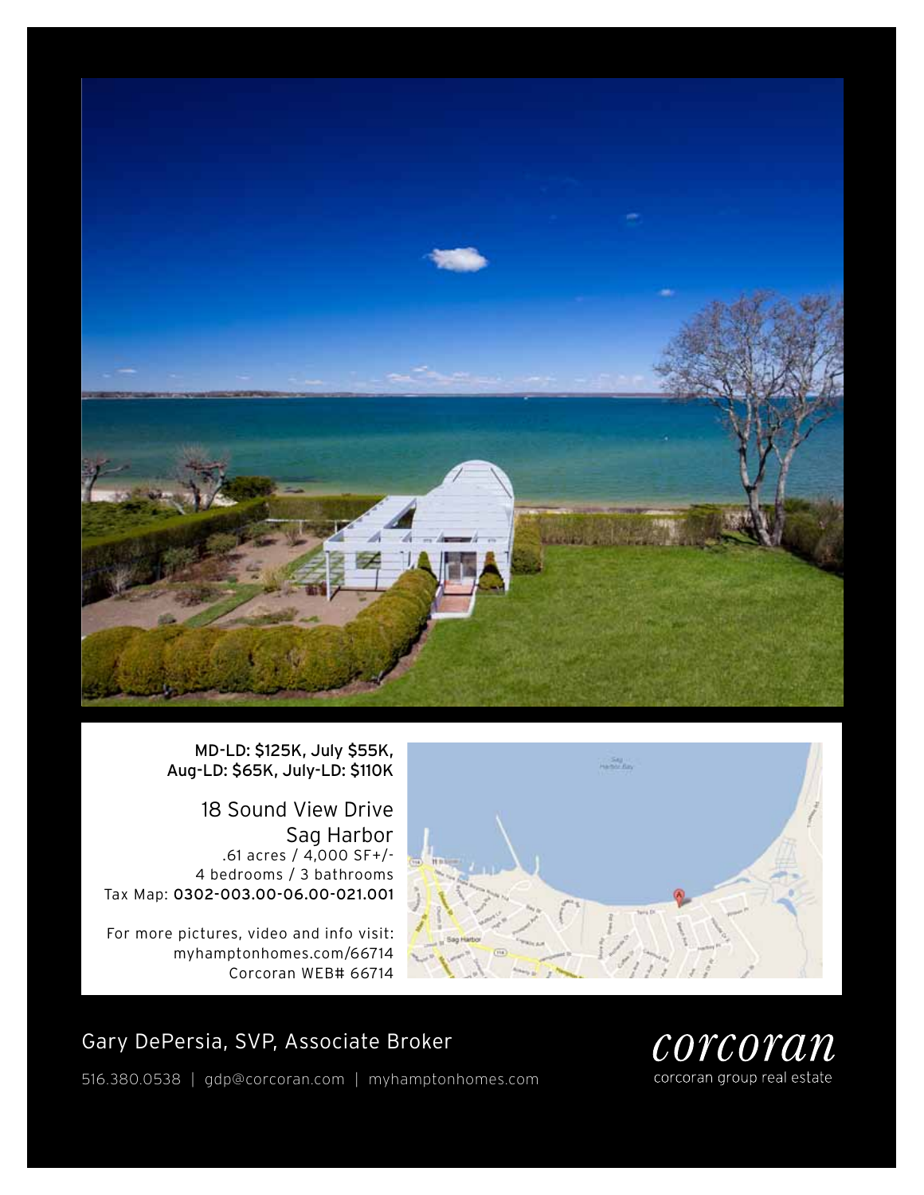MD-LD: $125K, July $55K,
Aug-LD: $65K, July-LD: $110K

18 Sound View Drive
Sag Harbor

.61 acres / 4,000 SF+/-
4 bedrooms / 3 bathrooms
Tax Map: 0302-003.00-06.00-021.001

For more pictures, video and info visit:
myhamptonhomes.com/66714
Corcoran WEB# 66714

Gary DePersia, SVP, Associate Broker

516.380.0538 | gdp@corcoran.com | myhamptonhomes.com

corcoran
corcoran group real estate